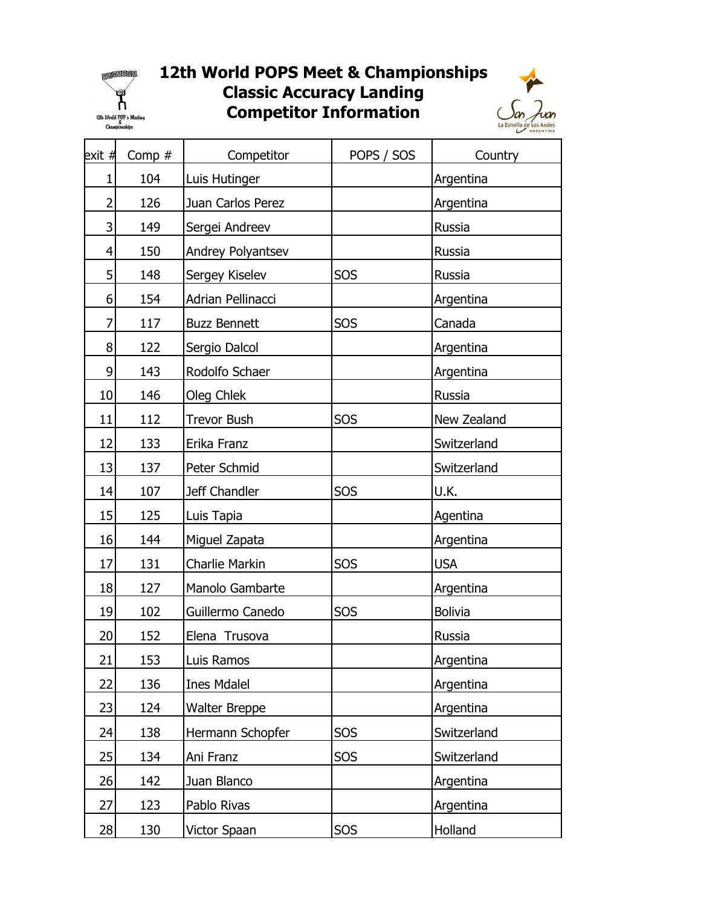# 12th World POPS Meet & Championships
## Classic Accuracy Landing
## Competitor Information

| exit # | Comp # | Competitor | POPS / SOS | Country |
|---|---|---|---|---|
| 1 | 104 | Luis Hutinger | | Argentina |
| 2 | 126 | Juan Carlos Perez | | Argentina |
| 3 | 149 | Sergei Andreev | | Russia |
| 4 | 150 | Andrey Polyantsev | | Russia |
| 5 | 148 | Sergey Kiselev | SOS | Russia |
| 6 | 154 | Adrian Pellinacci | | Argentina |
| 7 | 117 | Buzz Bennett | SOS | Canada |
| 8 | 122 | Sergio Dalcol | | Argentina |
| 9 | 143 | Rodolfo Schaer | | Argentina |
| 10 | 146 | Oleg Chlek | | Russia |
| 11 | 112 | Trevor Bush | SOS | New Zealand |
| 12 | 133 | Erika Franz | | Switzerland |
| 13 | 137 | Peter Schmid | | Switzerland |
| 14 | 107 | Jeff Chandler | SOS | U.K. |
| 15 | 125 | Luis Tapia | | Agentina |
| 16 | 144 | Miguel Zapata | | Argentina |
| 17 | 131 | Charlie Markin | SOS | USA |
| 18 | 127 | Manolo Gambarte | | Argentina |
| 19 | 102 | Guillermo Canedo | SOS | Bolivia |
| 20 | 152 | Elena Trusova | | Russia |
| 21 | 153 | Luis Ramos | | Argentina |
| 22 | 136 | Ines Mdalel | | Argentina |
| 23 | 124 | Walter Breppe | | Argentina |
| 24 | 138 | Hermann Schopfer | SOS | Switzerland |
| 25 | 134 | Ani Franz | SOS | Switzerland |
| 26 | 142 | Juan Blanco | | Argentina |
| 27 | 123 | Pablo Rivas | | Argentina |
| 28 | 130 | Victor Spaan | SOS | Holland |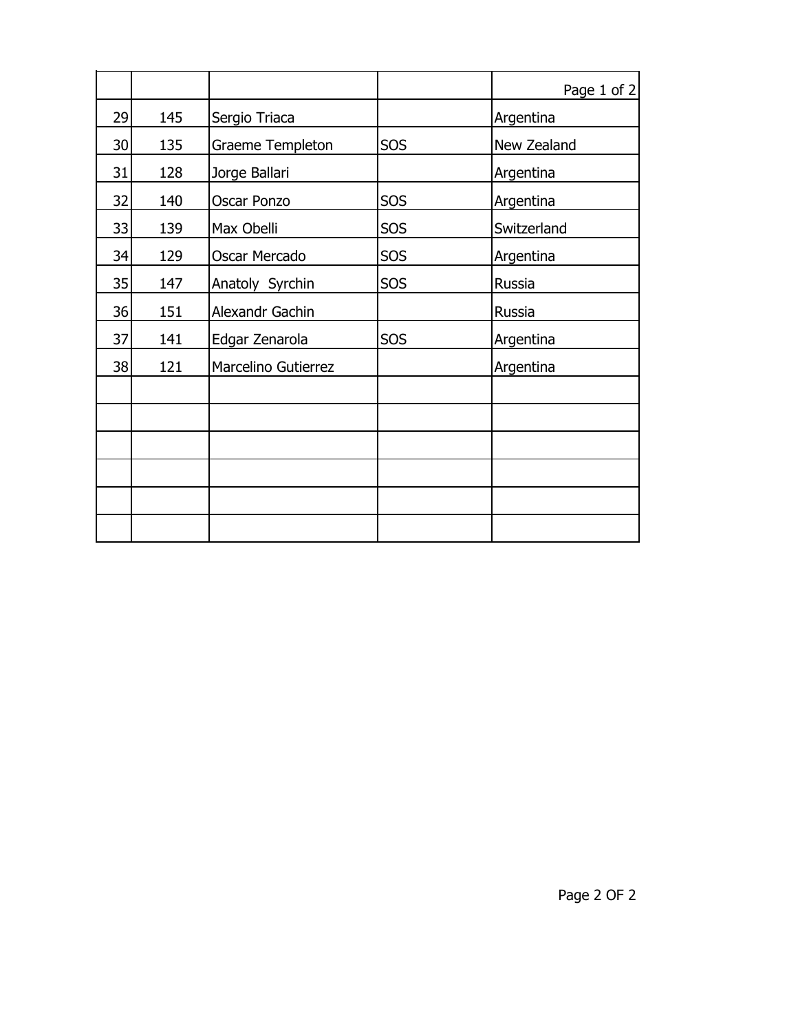| | | | | |
|---|---|---|---|---|
| 29 | 145 | Sergio Triaca | | Argentina |
| 30 | 135 | Graeme Templeton | SOS | New Zealand |
| 31 | 128 | Jorge Ballari | | Argentina |
| 32 | 140 | Oscar Ponzo | SOS | Argentina |
| 33 | 139 | Max Obelli | SOS | Switzerland |
| 34 | 129 | Oscar Mercado | SOS | Argentina |
| 35 | 147 | Anatoly Syrchin | SOS | Russia |
| 36 | 151 | Alexandr Gachin | | Russia |
| 37 | 141 | Edgar Zenarola | SOS | Argentina |
| 38 | 121 | Marcelino Gutierrez | | Argentina |
| | | | | |
| | | | | |
| | | | | |
| | | | | |
| | | | | |
| | | | | |